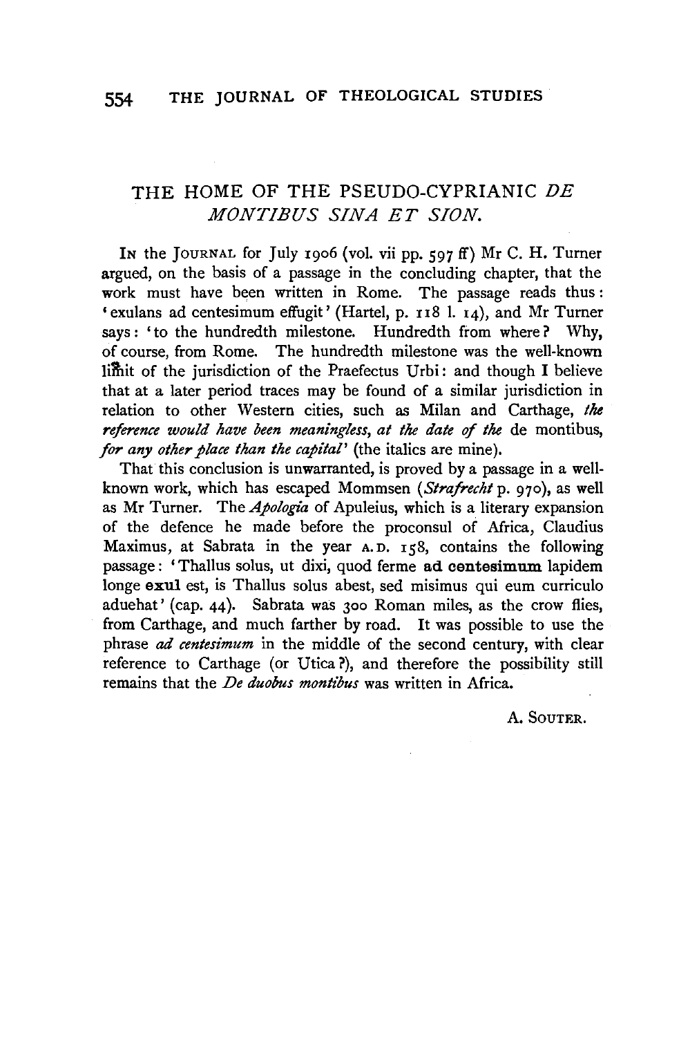# THE HOME OF THE PSEUDO-CYPRIANIC *DE MONTIBUS SINA ET SION.*

IN the JOURNAL for July 1906 (vol. vii pp. 597 ff) Mr C. H. Turner argued, on the basis of a passage in the concluding chapter, that the work must have been written in Rome. The passage reads thus: 'exulans ad centesimum effugit' (Hartel, p. 118 l. 14), and Mr Turner says: 'to the hundredth milestone. Hundredth from where? Why, of course, from Rome. The hundredth milestone was the well-known limit of the jurisdiction of the Praefectus Urbi: and though I believe that at a later period traces may be found of a similar jurisdiction in relation to other Western cities, such as Milan and Carthage, *the reference would have been meaningless, at the date of the* de montibus, *for any other place than the capital*' (the italics are mine).

That this conclusion is unwarranted, is proved by a passage in a well-known work, which has escaped Mommsen (*Strafrecht* p. 970), as well as Mr Turner. The *Apologia* of Apuleius, which is a literary expansion of the defence he made before the proconsul of Africa, Claudius Maximus, at Sabrata in the year A.D. 158, contains the following passage: 'Thallus solus, ut dixi, quod ferme **ad centesimum** lapidem longe **exul** est, is Thallus solus abest, sed misimus qui eum curriculo aduehat' (cap. 44). Sabrata was 300 Roman miles, as the crow flies, from Carthage, and much farther by road. It was possible to use the phrase *ad centesimum* in the middle of the second century, with clear reference to Carthage (or Utica?), and therefore the possibility still remains that the *De duobus montibus* was written in Africa.

A. SOUTER.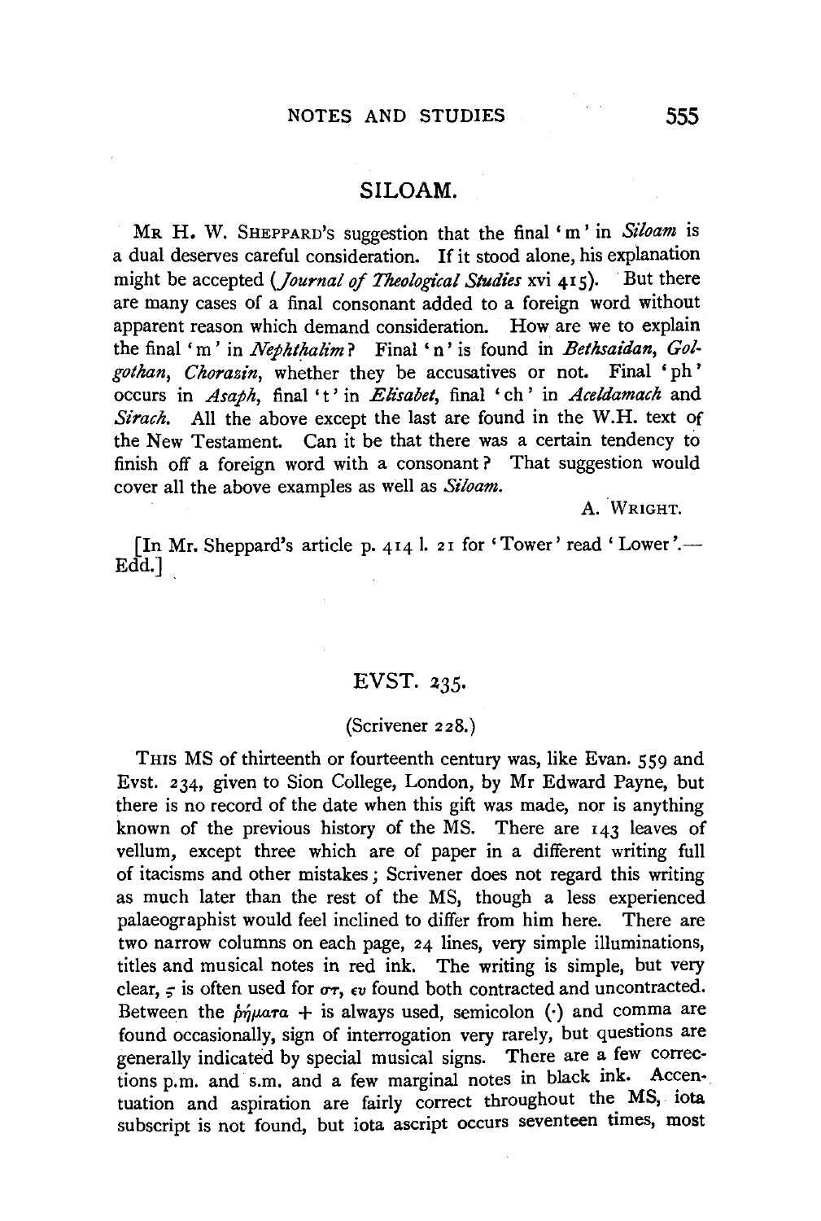## SILOAM.

MR H. W. SHEPPARD'S suggestion that the final 'm' in *Siloam* is a dual deserves careful consideration. If it stood alone, his explanation might be accepted (*Journal of Theological Studies* xvi 415). But there are many cases of a final consonant added to a foreign word without apparent reason which demand consideration. How are we to explain the final 'm' in *Nephthalim*? Final 'n' is found in *Bethsaidan*, *Golgothan*, *Chorazin*, whether they be accusatives or not. Final 'ph' occurs in *Asaph*, final 't' in *Elisabet*, final 'ch' in *Aceldamach* and *Sirach*. All the above except the last are found in the W.H. text of the New Testament. Can it be that there was a certain tendency to finish off a foreign word with a consonant? That suggestion would cover all the above examples as well as *Siloam*.

A. WRIGHT.

[In Mr. Sheppard's article p. 414 l. 21 for 'Tower' read 'Lower'.—Edd.]

## EVST. 235.

(Scrivener 228.)

THIS MS of thirteenth or fourteenth century was, like Evan. 559 and Evst. 234, given to Sion College, London, by Mr Edward Payne, but there is no record of the date when this gift was made, nor is anything known of the previous history of the MS. There are 143 leaves of vellum, except three which are of paper in a different writing full of itacisms and other mistakes; Scrivener does not regard this writing as much later than the rest of the MS, though a less experienced palaeographist would feel inclined to differ from him here. There are two narrow columns on each page, 24 lines, very simple illuminations, titles and musical notes in red ink. The writing is simple, but very clear, ϛ is often used for στ, ευ found both contracted and uncontracted. Between the ῥήματα + is always used, semicolon (·) and comma are found occasionally, sign of interrogation very rarely, but questions are generally indicated by special musical signs. There are a few corrections p.m. and s.m. and a few marginal notes in black ink. Accentuation and aspiration are fairly correct throughout the MS, iota subscript is not found, but iota ascript occurs seventeen times, most